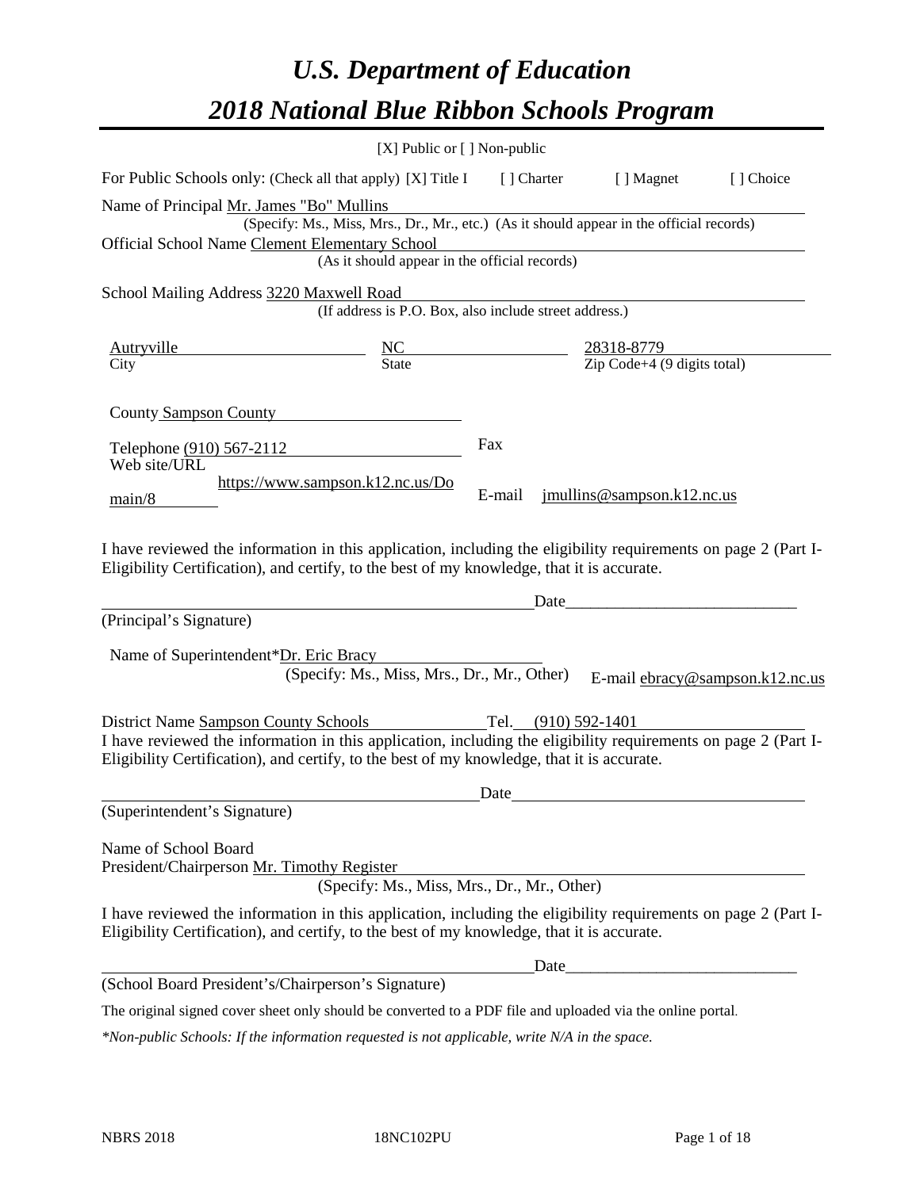# *U.S. Department of Education*

# *2018 National Blue Ribbon Schools Program*

[X] Public or [ ] Non-public

For Public Schools only: (Check all that apply) [X] Title I [ ] Charter [ ] Magnet [ ] Choice

Name of Principal Mr. James "Bo" Mullins
(Specify: Ms., Miss, Mrs., Dr., Mr., etc.) (As it should appear in the official records)

Official School Name Clement Elementary School
(As it should appear in the official records)

School Mailing Address 3220 Maxwell Road
(If address is P.O. Box, also include street address.)

| Autryville | NC | 28318-8779 |
|---|---|---|
| City | State | Zip Code+4 (9 digits total) |

County Sampson County

Telephone (910) 567-2112

Fax

Web site/URL https://www.sampson.k12.nc.us/Domain/8

E-mail jmullins@sampson.k12.nc.us

I have reviewed the information in this application, including the eligibility requirements on page 2 (Part I-Eligibility Certification), and certify, to the best of my knowledge, that it is accurate.

_______________________________________ Date_____________________

(Principal's Signature)

Name of Superintendent*Dr. Eric Bracy
(Specify: Ms., Miss, Mrs., Dr., Mr., Other)

E-mail ebracy@sampson.k12.nc.us

District Name Sampson County Schools Tel. (910) 592-1401

I have reviewed the information in this application, including the eligibility requirements on page 2 (Part I-Eligibility Certification), and certify, to the best of my knowledge, that it is accurate.

_______________________________________ Date_____________________

(Superintendent's Signature)

Name of School Board
President/Chairperson Mr. Timothy Register
(Specify: Ms., Miss, Mrs., Dr., Mr., Other)

I have reviewed the information in this application, including the eligibility requirements on page 2 (Part I-Eligibility Certification), and certify, to the best of my knowledge, that it is accurate.

_______________________________________ Date_____________________

(School Board President's/Chairperson's Signature)

The original signed cover sheet only should be converted to a PDF file and uploaded via the online portal.

*\*Non-public Schools: If the information requested is not applicable, write N/A in the space.*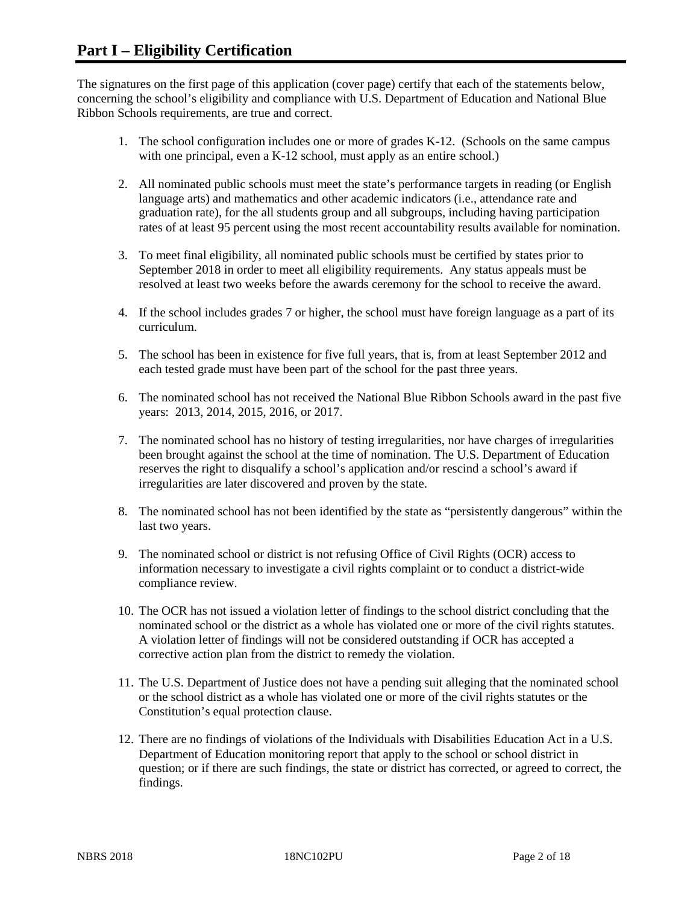# Part I – Eligibility Certification

The signatures on the first page of this application (cover page) certify that each of the statements below, concerning the school's eligibility and compliance with U.S. Department of Education and National Blue Ribbon Schools requirements, are true and correct.

1. The school configuration includes one or more of grades K-12. (Schools on the same campus with one principal, even a K-12 school, must apply as an entire school.)
2. All nominated public schools must meet the state's performance targets in reading (or English language arts) and mathematics and other academic indicators (i.e., attendance rate and graduation rate), for the all students group and all subgroups, including having participation rates of at least 95 percent using the most recent accountability results available for nomination.
3. To meet final eligibility, all nominated public schools must be certified by states prior to September 2018 in order to meet all eligibility requirements. Any status appeals must be resolved at least two weeks before the awards ceremony for the school to receive the award.
4. If the school includes grades 7 or higher, the school must have foreign language as a part of its curriculum.
5. The school has been in existence for five full years, that is, from at least September 2012 and each tested grade must have been part of the school for the past three years.
6. The nominated school has not received the National Blue Ribbon Schools award in the past five years: 2013, 2014, 2015, 2016, or 2017.
7. The nominated school has no history of testing irregularities, nor have charges of irregularities been brought against the school at the time of nomination. The U.S. Department of Education reserves the right to disqualify a school's application and/or rescind a school's award if irregularities are later discovered and proven by the state.
8. The nominated school has not been identified by the state as "persistently dangerous" within the last two years.
9. The nominated school or district is not refusing Office of Civil Rights (OCR) access to information necessary to investigate a civil rights complaint or to conduct a district-wide compliance review.
10. The OCR has not issued a violation letter of findings to the school district concluding that the nominated school or the district as a whole has violated one or more of the civil rights statutes. A violation letter of findings will not be considered outstanding if OCR has accepted a corrective action plan from the district to remedy the violation.
11. The U.S. Department of Justice does not have a pending suit alleging that the nominated school or the school district as a whole has violated one or more of the civil rights statutes or the Constitution's equal protection clause.
12. There are no findings of violations of the Individuals with Disabilities Education Act in a U.S. Department of Education monitoring report that apply to the school or school district in question; or if there are such findings, the state or district has corrected, or agreed to correct, the findings.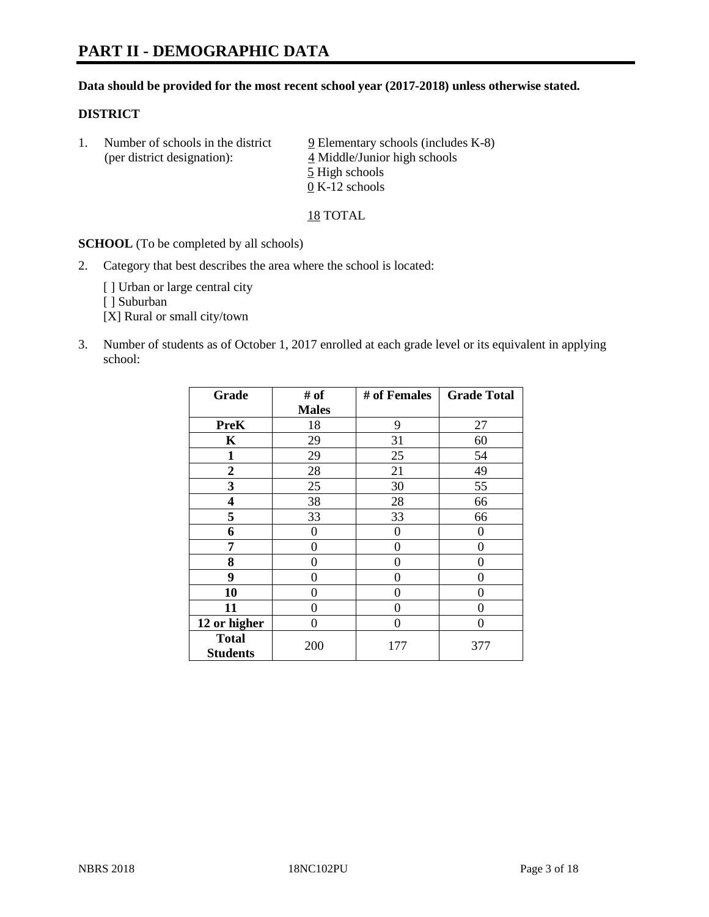# PART II - DEMOGRAPHIC DATA

**Data should be provided for the most recent school year (2017-2018) unless otherwise stated.**

**DISTRICT**

1. Number of schools in the district (per district designation):
   9 Elementary schools (includes K-8)
   4 Middle/Junior high schools
   5 High schools
   0 K-12 schools

   18 TOTAL

**SCHOOL** (To be completed by all schools)

2. Category that best describes the area where the school is located:

   [ ] Urban or large central city
   [ ] Suburban
   [X] Rural or small city/town

3. Number of students as of October 1, 2017 enrolled at each grade level or its equivalent in applying school:

| Grade | # of Males | # of Females | Grade Total |
|---|---|---|---|
| PreK | 18 | 9 | 27 |
| K | 29 | 31 | 60 |
| 1 | 29 | 25 | 54 |
| 2 | 28 | 21 | 49 |
| 3 | 25 | 30 | 55 |
| 4 | 38 | 28 | 66 |
| 5 | 33 | 33 | 66 |
| 6 | 0 | 0 | 0 |
| 7 | 0 | 0 | 0 |
| 8 | 0 | 0 | 0 |
| 9 | 0 | 0 | 0 |
| 10 | 0 | 0 | 0 |
| 11 | 0 | 0 | 0 |
| 12 or higher | 0 | 0 | 0 |
| Total Students | 200 | 177 | 377 |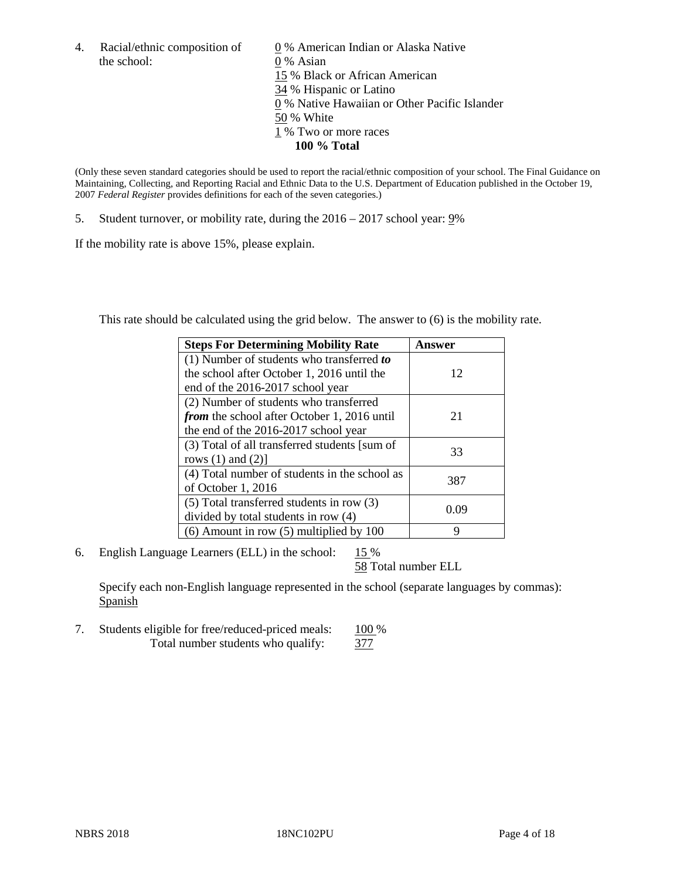4. Racial/ethnic composition of the school:

0 % American Indian or Alaska Native
0 % Asian
15 % Black or African American
34 % Hispanic or Latino
0 % Native Hawaiian or Other Pacific Islander
50 % White
1 % Two or more races
**100 % Total**

(Only these seven standard categories should be used to report the racial/ethnic composition of your school. The Final Guidance on Maintaining, Collecting, and Reporting Racial and Ethnic Data to the U.S. Department of Education published in the October 19, 2007 *Federal Register* provides definitions for each of the seven categories.)

5. Student turnover, or mobility rate, during the 2016 – 2017 school year: 9%

If the mobility rate is above 15%, please explain.

This rate should be calculated using the grid below. The answer to (6) is the mobility rate.

| **Steps For Determining Mobility Rate** | **Answer** |
|---|---|
| (1) Number of students who transferred ***to*** the school after October 1, 2016 until the end of the 2016-2017 school year | 12 |
| (2) Number of students who transferred ***from*** the school after October 1, 2016 until the end of the 2016-2017 school year | 21 |
| (3) Total of all transferred students [sum of rows (1) and (2)] | 33 |
| (4) Total number of students in the school as of October 1, 2016 | 387 |
| (5) Total transferred students in row (3) divided by total students in row (4) | 0.09 |
| (6) Amount in row (5) multiplied by 100 | 9 |

6. English Language Learners (ELL) in the school: 15 %
58 Total number ELL

Specify each non-English language represented in the school (separate languages by commas): Spanish

7. Students eligible for free/reduced-priced meals: 100 %
Total number students who qualify: 377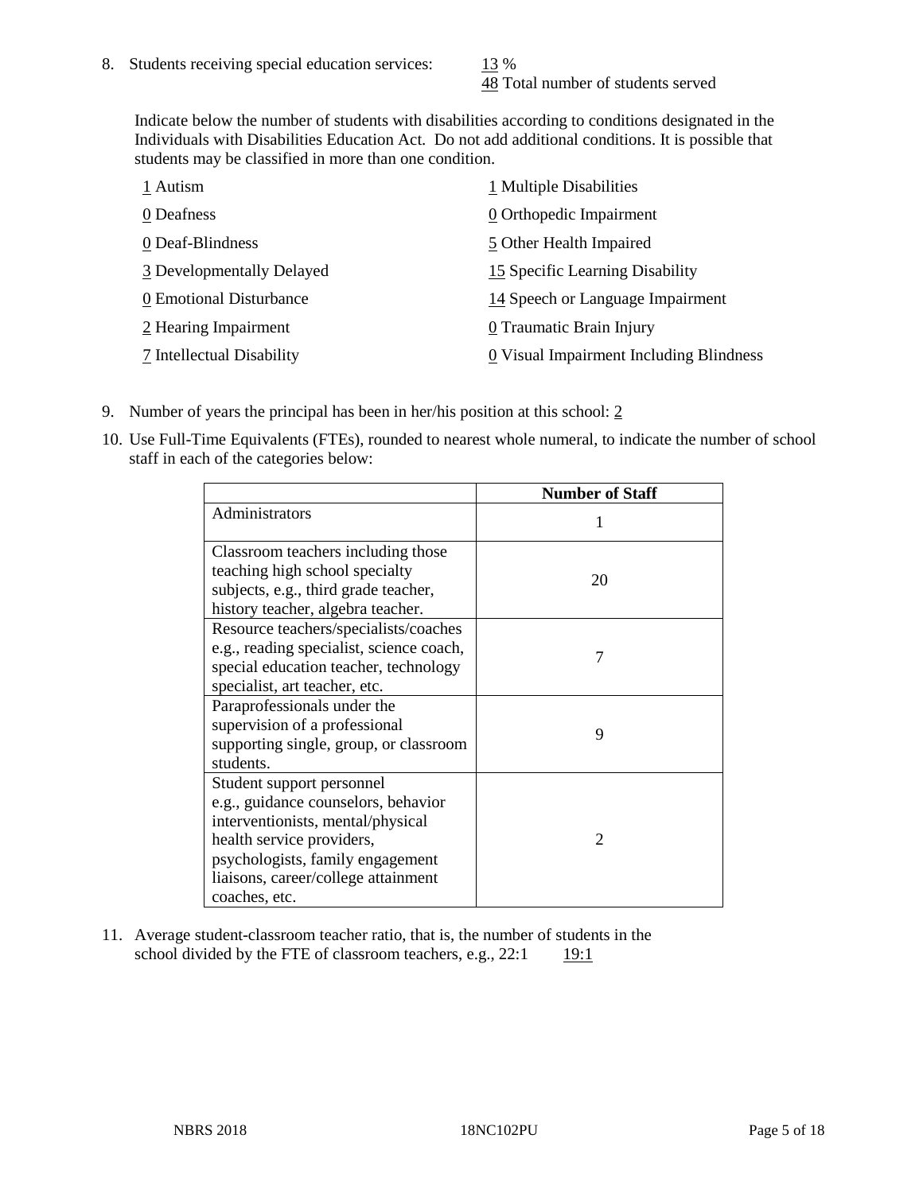8. Students receiving special education services: 13 %
48 Total number of students served

Indicate below the number of students with disabilities according to conditions designated in the Individuals with Disabilities Education Act. Do not add additional conditions. It is possible that students may be classified in more than one condition.

1 Autism
0 Deafness
0 Deaf-Blindness
3 Developmentally Delayed
0 Emotional Disturbance
2 Hearing Impairment
7 Intellectual Disability
1 Multiple Disabilities
0 Orthopedic Impairment
5 Other Health Impaired
15 Specific Learning Disability
14 Speech or Language Impairment
0 Traumatic Brain Injury
0 Visual Impairment Including Blindness

9. Number of years the principal has been in her/his position at this school: 2

10. Use Full-Time Equivalents (FTEs), rounded to nearest whole numeral, to indicate the number of school staff in each of the categories below:

| | Number of Staff |
|---|---|
| Administrators | 1 |
| Classroom teachers including those teaching high school specialty subjects, e.g., third grade teacher, history teacher, algebra teacher. | 20 |
| Resource teachers/specialists/coaches e.g., reading specialist, science coach, special education teacher, technology specialist, art teacher, etc. | 7 |
| Paraprofessionals under the supervision of a professional supporting single, group, or classroom students. | 9 |
| Student support personnel e.g., guidance counselors, behavior interventionists, mental/physical health service providers, psychologists, family engagement liaisons, career/college attainment coaches, etc. | 2 |

11. Average student-classroom teacher ratio, that is, the number of students in the school divided by the FTE of classroom teachers, e.g., 22:1 19:1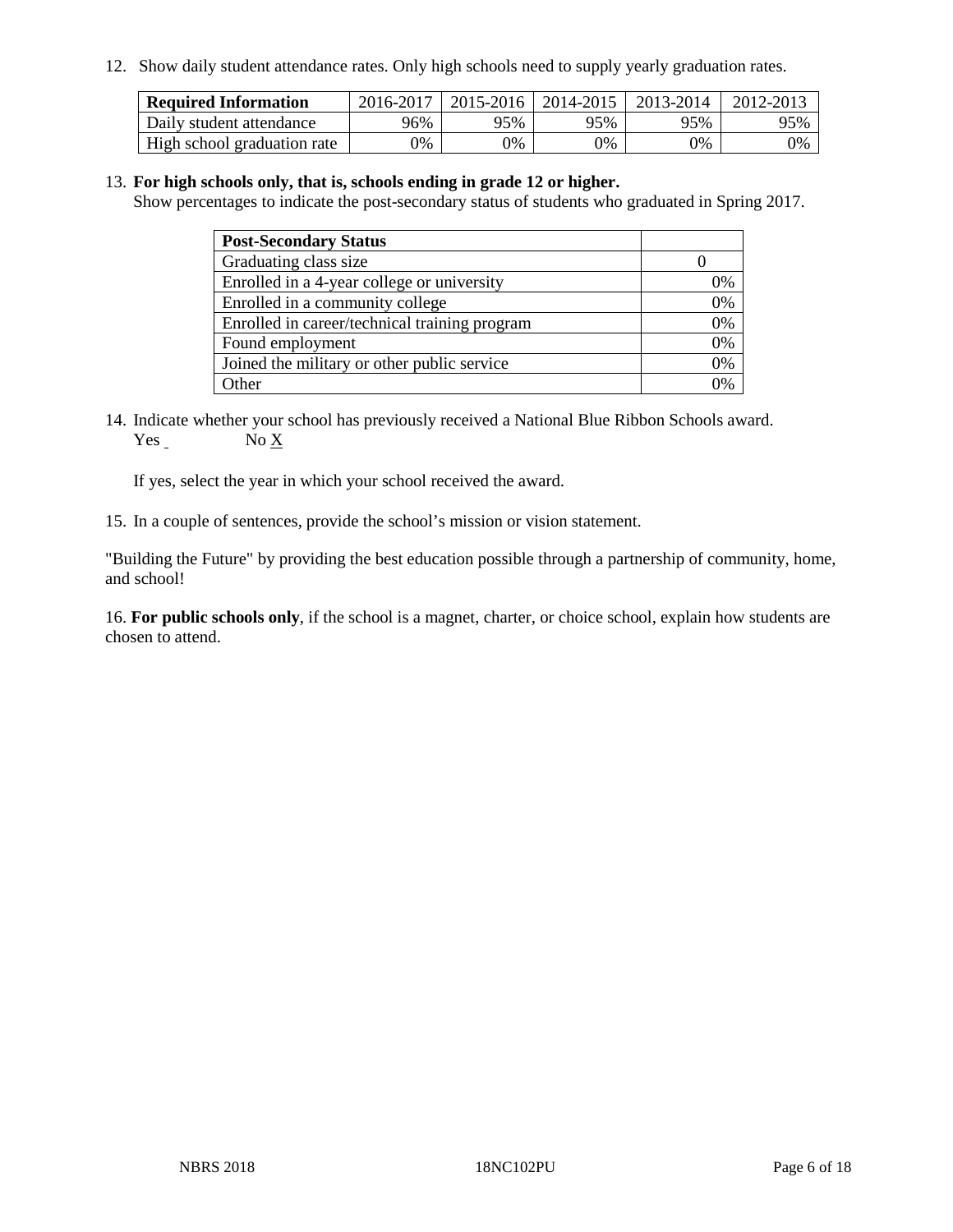12. Show daily student attendance rates. Only high schools need to supply yearly graduation rates.

| Required Information | 2016-2017 | 2015-2016 | 2014-2015 | 2013-2014 | 2012-2013 |
|---|---|---|---|---|---|
| Daily student attendance | 96% | 95% | 95% | 95% | 95% |
| High school graduation rate | 0% | 0% | 0% | 0% | 0% |

13. **For high schools only, that is, schools ending in grade 12 or higher.**
Show percentages to indicate the post-secondary status of students who graduated in Spring 2017.

| Post-Secondary Status | |
|---|---|
| Graduating class size | 0 |
| Enrolled in a 4-year college or university | 0% |
| Enrolled in a community college | 0% |
| Enrolled in career/technical training program | 0% |
| Found employment | 0% |
| Joined the military or other public service | 0% |
| Other | 0% |

14. Indicate whether your school has previously received a National Blue Ribbon Schools award.
Yes ___ No X

If yes, select the year in which your school received the award.

15. In a couple of sentences, provide the school's mission or vision statement.

"Building the Future" by providing the best education possible through a partnership of community, home, and school!

16. **For public schools only**, if the school is a magnet, charter, or choice school, explain how students are chosen to attend.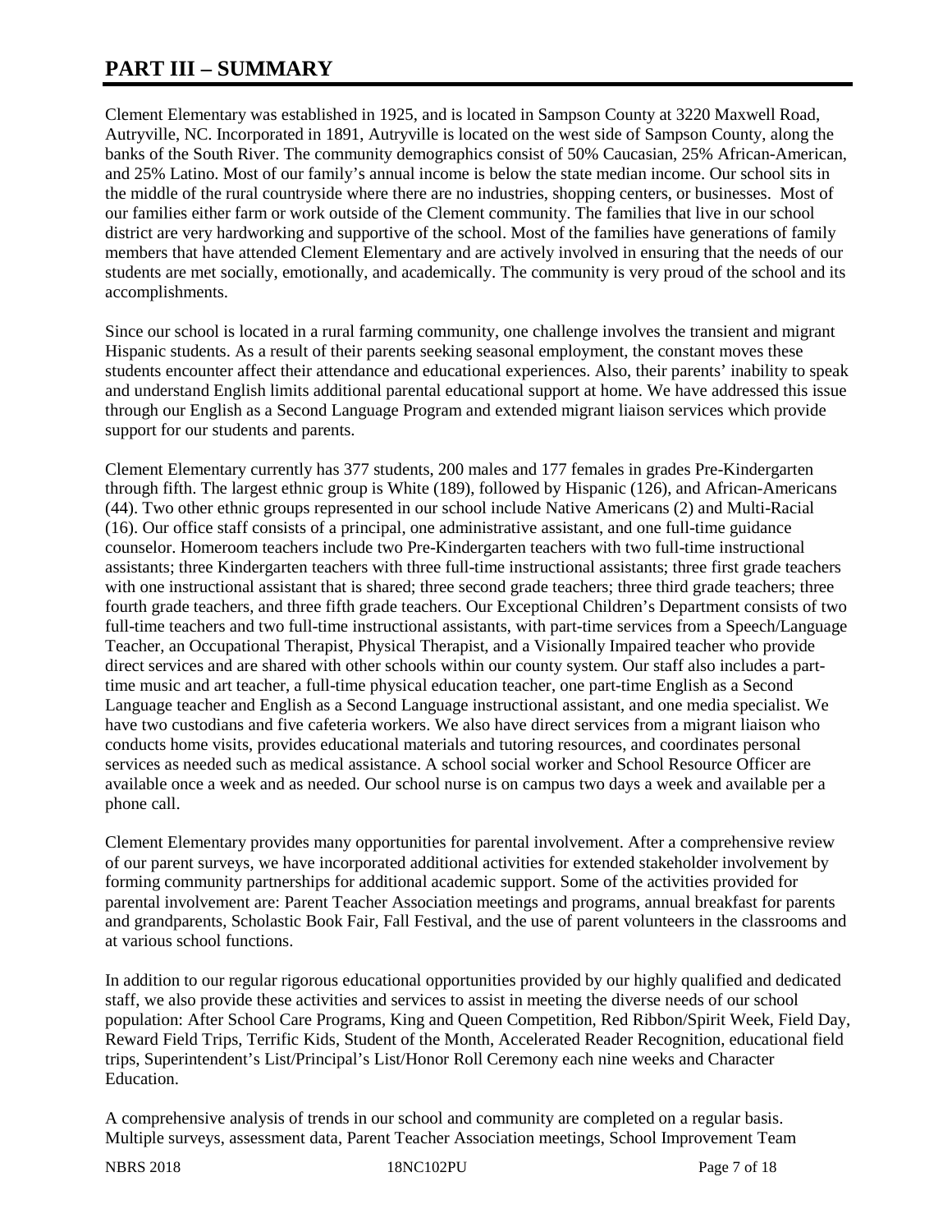# PART III – SUMMARY

Clement Elementary was established in 1925, and is located in Sampson County at 3220 Maxwell Road, Autryville, NC. Incorporated in 1891, Autryville is located on the west side of Sampson County, along the banks of the South River. The community demographics consist of 50% Caucasian, 25% African-American, and 25% Latino. Most of our family's annual income is below the state median income. Our school sits in the middle of the rural countryside where there are no industries, shopping centers, or businesses. Most of our families either farm or work outside of the Clement community. The families that live in our school district are very hardworking and supportive of the school. Most of the families have generations of family members that have attended Clement Elementary and are actively involved in ensuring that the needs of our students are met socially, emotionally, and academically. The community is very proud of the school and its accomplishments.

Since our school is located in a rural farming community, one challenge involves the transient and migrant Hispanic students. As a result of their parents seeking seasonal employment, the constant moves these students encounter affect their attendance and educational experiences. Also, their parents' inability to speak and understand English limits additional parental educational support at home. We have addressed this issue through our English as a Second Language Program and extended migrant liaison services which provide support for our students and parents.

Clement Elementary currently has 377 students, 200 males and 177 females in grades Pre-Kindergarten through fifth. The largest ethnic group is White (189), followed by Hispanic (126), and African-Americans (44). Two other ethnic groups represented in our school include Native Americans (2) and Multi-Racial (16). Our office staff consists of a principal, one administrative assistant, and one full-time guidance counselor. Homeroom teachers include two Pre-Kindergarten teachers with two full-time instructional assistants; three Kindergarten teachers with three full-time instructional assistants; three first grade teachers with one instructional assistant that is shared; three second grade teachers; three third grade teachers; three fourth grade teachers, and three fifth grade teachers. Our Exceptional Children's Department consists of two full-time teachers and two full-time instructional assistants, with part-time services from a Speech/Language Teacher, an Occupational Therapist, Physical Therapist, and a Visionally Impaired teacher who provide direct services and are shared with other schools within our county system. Our staff also includes a part-time music and art teacher, a full-time physical education teacher, one part-time English as a Second Language teacher and English as a Second Language instructional assistant, and one media specialist. We have two custodians and five cafeteria workers. We also have direct services from a migrant liaison who conducts home visits, provides educational materials and tutoring resources, and coordinates personal services as needed such as medical assistance. A school social worker and School Resource Officer are available once a week and as needed. Our school nurse is on campus two days a week and available per a phone call.

Clement Elementary provides many opportunities for parental involvement. After a comprehensive review of our parent surveys, we have incorporated additional activities for extended stakeholder involvement by forming community partnerships for additional academic support. Some of the activities provided for parental involvement are: Parent Teacher Association meetings and programs, annual breakfast for parents and grandparents, Scholastic Book Fair, Fall Festival, and the use of parent volunteers in the classrooms and at various school functions.

In addition to our regular rigorous educational opportunities provided by our highly qualified and dedicated staff, we also provide these activities and services to assist in meeting the diverse needs of our school population: After School Care Programs, King and Queen Competition, Red Ribbon/Spirit Week, Field Day, Reward Field Trips, Terrific Kids, Student of the Month, Accelerated Reader Recognition, educational field trips, Superintendent's List/Principal's List/Honor Roll Ceremony each nine weeks and Character Education.

A comprehensive analysis of trends in our school and community are completed on a regular basis. Multiple surveys, assessment data, Parent Teacher Association meetings, School Improvement Team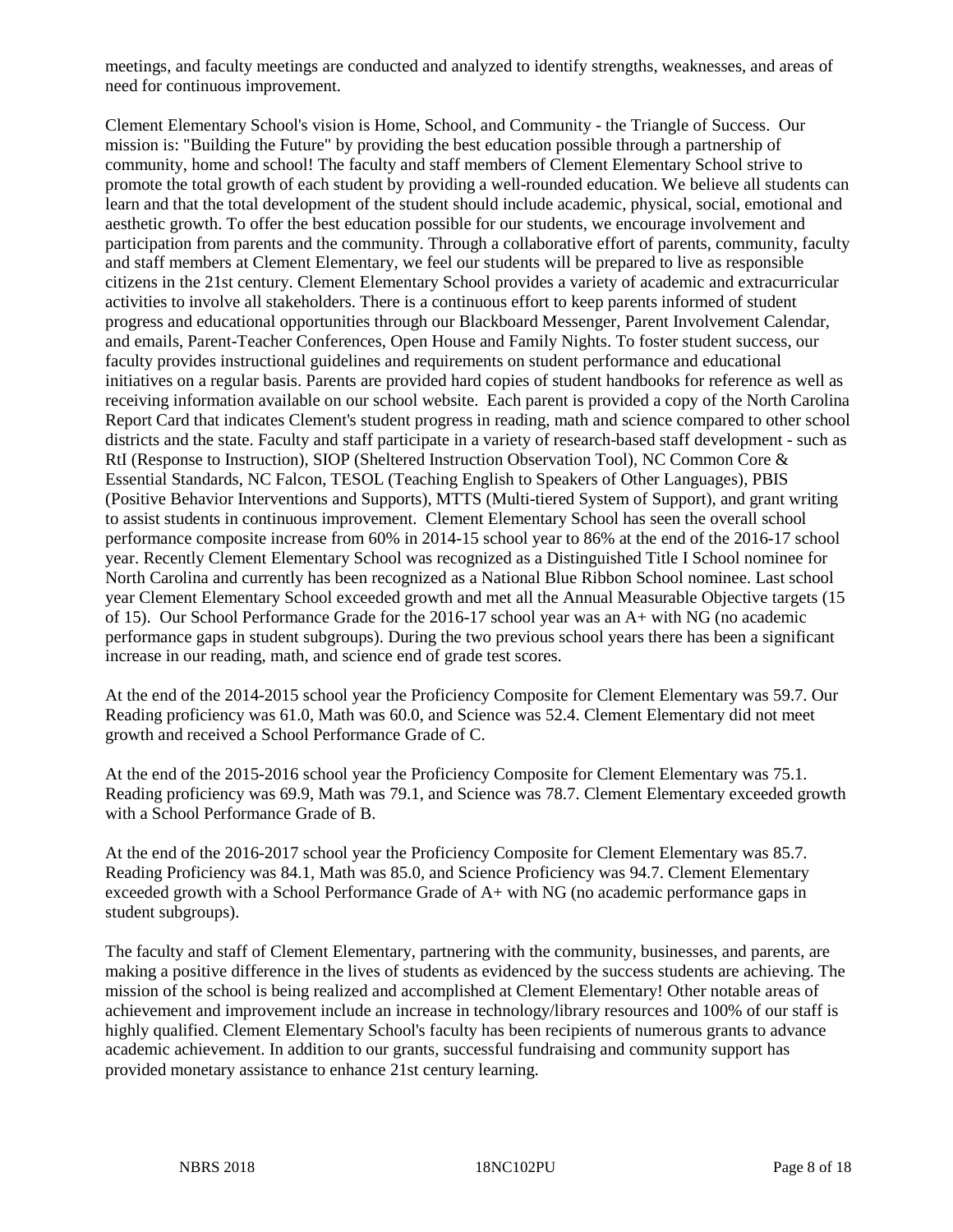meetings, and faculty meetings are conducted and analyzed to identify strengths, weaknesses, and areas of need for continuous improvement.

Clement Elementary School's vision is Home, School, and Community - the Triangle of Success. Our mission is: "Building the Future" by providing the best education possible through a partnership of community, home and school! The faculty and staff members of Clement Elementary School strive to promote the total growth of each student by providing a well-rounded education. We believe all students can learn and that the total development of the student should include academic, physical, social, emotional and aesthetic growth. To offer the best education possible for our students, we encourage involvement and participation from parents and the community. Through a collaborative effort of parents, community, faculty and staff members at Clement Elementary, we feel our students will be prepared to live as responsible citizens in the 21st century. Clement Elementary School provides a variety of academic and extracurricular activities to involve all stakeholders. There is a continuous effort to keep parents informed of student progress and educational opportunities through our Blackboard Messenger, Parent Involvement Calendar, and emails, Parent-Teacher Conferences, Open House and Family Nights. To foster student success, our faculty provides instructional guidelines and requirements on student performance and educational initiatives on a regular basis. Parents are provided hard copies of student handbooks for reference as well as receiving information available on our school website. Each parent is provided a copy of the North Carolina Report Card that indicates Clement's student progress in reading, math and science compared to other school districts and the state. Faculty and staff participate in a variety of research-based staff development - such as RtI (Response to Instruction), SIOP (Sheltered Instruction Observation Tool), NC Common Core & Essential Standards, NC Falcon, TESOL (Teaching English to Speakers of Other Languages), PBIS (Positive Behavior Interventions and Supports), MTTS (Multi-tiered System of Support), and grant writing to assist students in continuous improvement. Clement Elementary School has seen the overall school performance composite increase from 60% in 2014-15 school year to 86% at the end of the 2016-17 school year. Recently Clement Elementary School was recognized as a Distinguished Title I School nominee for North Carolina and currently has been recognized as a National Blue Ribbon School nominee. Last school year Clement Elementary School exceeded growth and met all the Annual Measurable Objective targets (15 of 15). Our School Performance Grade for the 2016-17 school year was an A+ with NG (no academic performance gaps in student subgroups). During the two previous school years there has been a significant increase in our reading, math, and science end of grade test scores.

At the end of the 2014-2015 school year the Proficiency Composite for Clement Elementary was 59.7. Our Reading proficiency was 61.0, Math was 60.0, and Science was 52.4. Clement Elementary did not meet growth and received a School Performance Grade of C.

At the end of the 2015-2016 school year the Proficiency Composite for Clement Elementary was 75.1. Reading proficiency was 69.9, Math was 79.1, and Science was 78.7. Clement Elementary exceeded growth with a School Performance Grade of B.

At the end of the 2016-2017 school year the Proficiency Composite for Clement Elementary was 85.7. Reading Proficiency was 84.1, Math was 85.0, and Science Proficiency was 94.7. Clement Elementary exceeded growth with a School Performance Grade of A+ with NG (no academic performance gaps in student subgroups).

The faculty and staff of Clement Elementary, partnering with the community, businesses, and parents, are making a positive difference in the lives of students as evidenced by the success students are achieving. The mission of the school is being realized and accomplished at Clement Elementary! Other notable areas of achievement and improvement include an increase in technology/library resources and 100% of our staff is highly qualified. Clement Elementary School's faculty has been recipients of numerous grants to advance academic achievement. In addition to our grants, successful fundraising and community support has provided monetary assistance to enhance 21st century learning.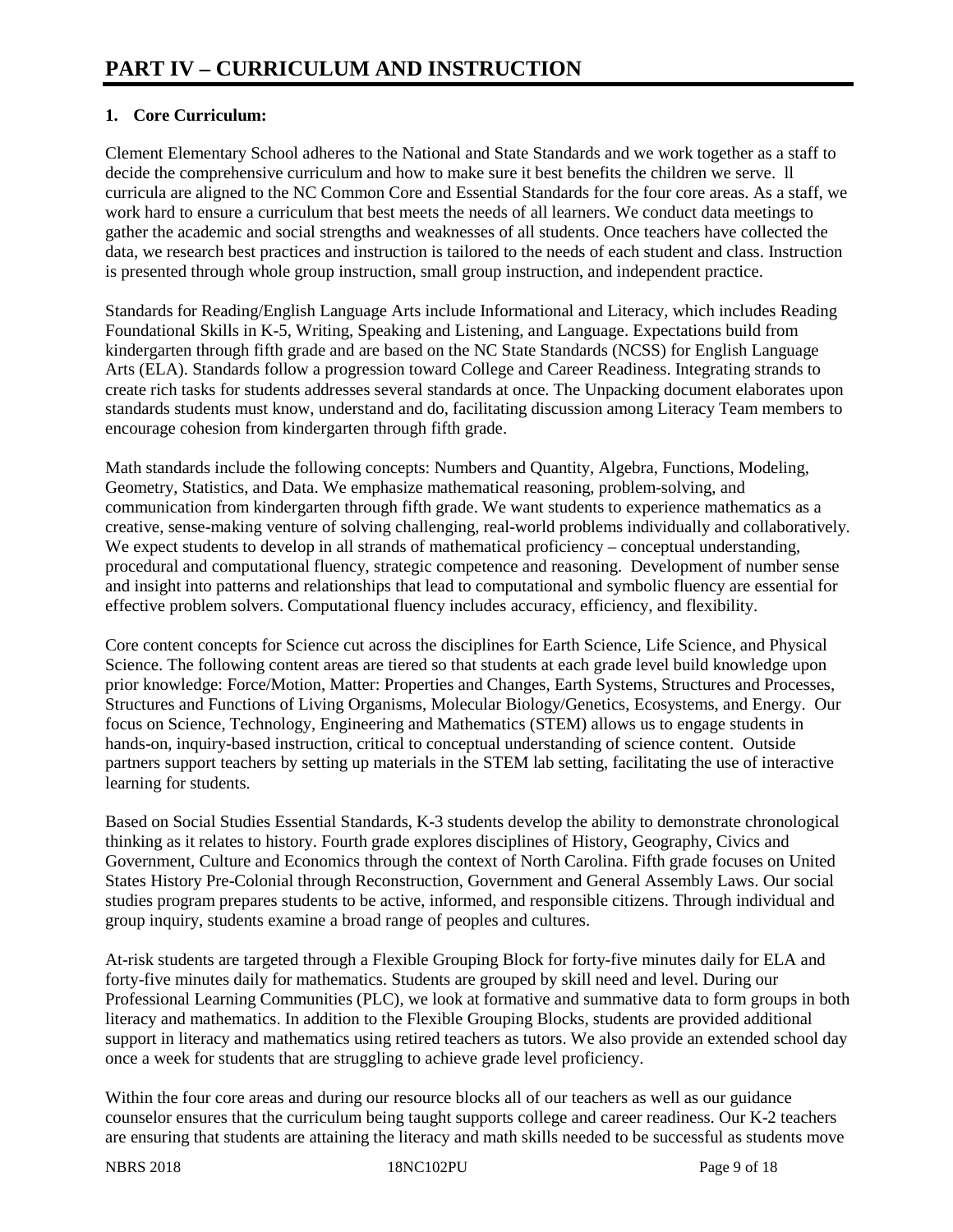# PART IV – CURRICULUM AND INSTRUCTION

### 1. Core Curriculum:

Clement Elementary School adheres to the National and State Standards and we work together as a staff to decide the comprehensive curriculum and how to make sure it best benefits the children we serve. ll curricula are aligned to the NC Common Core and Essential Standards for the four core areas. As a staff, we work hard to ensure a curriculum that best meets the needs of all learners. We conduct data meetings to gather the academic and social strengths and weaknesses of all students. Once teachers have collected the data, we research best practices and instruction is tailored to the needs of each student and class. Instruction is presented through whole group instruction, small group instruction, and independent practice.

Standards for Reading/English Language Arts include Informational and Literacy, which includes Reading Foundational Skills in K-5, Writing, Speaking and Listening, and Language. Expectations build from kindergarten through fifth grade and are based on the NC State Standards (NCSS) for English Language Arts (ELA). Standards follow a progression toward College and Career Readiness. Integrating strands to create rich tasks for students addresses several standards at once. The Unpacking document elaborates upon standards students must know, understand and do, facilitating discussion among Literacy Team members to encourage cohesion from kindergarten through fifth grade.

Math standards include the following concepts: Numbers and Quantity, Algebra, Functions, Modeling, Geometry, Statistics, and Data. We emphasize mathematical reasoning, problem-solving, and communication from kindergarten through fifth grade. We want students to experience mathematics as a creative, sense-making venture of solving challenging, real-world problems individually and collaboratively. We expect students to develop in all strands of mathematical proficiency – conceptual understanding, procedural and computational fluency, strategic competence and reasoning. Development of number sense and insight into patterns and relationships that lead to computational and symbolic fluency are essential for effective problem solvers. Computational fluency includes accuracy, efficiency, and flexibility.

Core content concepts for Science cut across the disciplines for Earth Science, Life Science, and Physical Science. The following content areas are tiered so that students at each grade level build knowledge upon prior knowledge: Force/Motion, Matter: Properties and Changes, Earth Systems, Structures and Processes, Structures and Functions of Living Organisms, Molecular Biology/Genetics, Ecosystems, and Energy. Our focus on Science, Technology, Engineering and Mathematics (STEM) allows us to engage students in hands-on, inquiry-based instruction, critical to conceptual understanding of science content. Outside partners support teachers by setting up materials in the STEM lab setting, facilitating the use of interactive learning for students.

Based on Social Studies Essential Standards, K-3 students develop the ability to demonstrate chronological thinking as it relates to history. Fourth grade explores disciplines of History, Geography, Civics and Government, Culture and Economics through the context of North Carolina. Fifth grade focuses on United States History Pre-Colonial through Reconstruction, Government and General Assembly Laws. Our social studies program prepares students to be active, informed, and responsible citizens. Through individual and group inquiry, students examine a broad range of peoples and cultures.

At-risk students are targeted through a Flexible Grouping Block for forty-five minutes daily for ELA and forty-five minutes daily for mathematics. Students are grouped by skill need and level. During our Professional Learning Communities (PLC), we look at formative and summative data to form groups in both literacy and mathematics. In addition to the Flexible Grouping Blocks, students are provided additional support in literacy and mathematics using retired teachers as tutors. We also provide an extended school day once a week for students that are struggling to achieve grade level proficiency.

Within the four core areas and during our resource blocks all of our teachers as well as our guidance counselor ensures that the curriculum being taught supports college and career readiness. Our K-2 teachers are ensuring that students are attaining the literacy and math skills needed to be successful as students move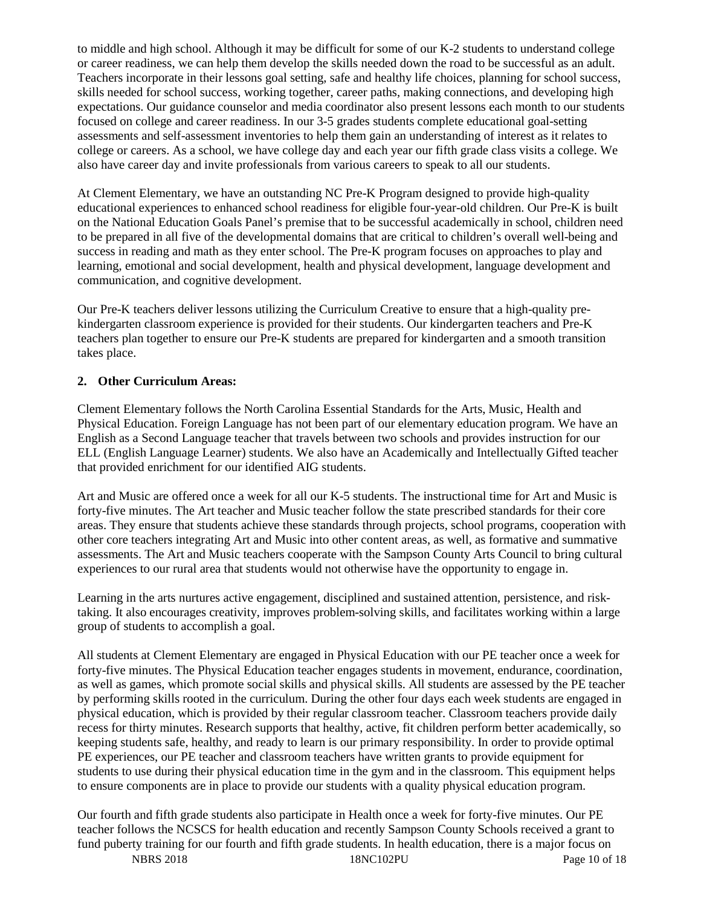to middle and high school. Although it may be difficult for some of our K-2 students to understand college or career readiness, we can help them develop the skills needed down the road to be successful as an adult. Teachers incorporate in their lessons goal setting, safe and healthy life choices, planning for school success, skills needed for school success, working together, career paths, making connections, and developing high expectations. Our guidance counselor and media coordinator also present lessons each month to our students focused on college and career readiness. In our 3-5 grades students complete educational goal-setting assessments and self-assessment inventories to help them gain an understanding of interest as it relates to college or careers. As a school, we have college day and each year our fifth grade class visits a college. We also have career day and invite professionals from various careers to speak to all our students.

At Clement Elementary, we have an outstanding NC Pre-K Program designed to provide high-quality educational experiences to enhanced school readiness for eligible four-year-old children. Our Pre-K is built on the National Education Goals Panel's premise that to be successful academically in school, children need to be prepared in all five of the developmental domains that are critical to children's overall well-being and success in reading and math as they enter school. The Pre-K program focuses on approaches to play and learning, emotional and social development, health and physical development, language development and communication, and cognitive development.

Our Pre-K teachers deliver lessons utilizing the Curriculum Creative to ensure that a high-quality pre-kindergarten classroom experience is provided for their students. Our kindergarten teachers and Pre-K teachers plan together to ensure our Pre-K students are prepared for kindergarten and a smooth transition takes place.

**2. Other Curriculum Areas:**

Clement Elementary follows the North Carolina Essential Standards for the Arts, Music, Health and Physical Education. Foreign Language has not been part of our elementary education program. We have an English as a Second Language teacher that travels between two schools and provides instruction for our ELL (English Language Learner) students. We also have an Academically and Intellectually Gifted teacher that provided enrichment for our identified AIG students.

Art and Music are offered once a week for all our K-5 students. The instructional time for Art and Music is forty-five minutes. The Art teacher and Music teacher follow the state prescribed standards for their core areas. They ensure that students achieve these standards through projects, school programs, cooperation with other core teachers integrating Art and Music into other content areas, as well, as formative and summative assessments. The Art and Music teachers cooperate with the Sampson County Arts Council to bring cultural experiences to our rural area that students would not otherwise have the opportunity to engage in.

Learning in the arts nurtures active engagement, disciplined and sustained attention, persistence, and risk-taking. It also encourages creativity, improves problem-solving skills, and facilitates working within a large group of students to accomplish a goal.

All students at Clement Elementary are engaged in Physical Education with our PE teacher once a week for forty-five minutes. The Physical Education teacher engages students in movement, endurance, coordination, as well as games, which promote social skills and physical skills. All students are assessed by the PE teacher by performing skills rooted in the curriculum. During the other four days each week students are engaged in physical education, which is provided by their regular classroom teacher. Classroom teachers provide daily recess for thirty minutes. Research supports that healthy, active, fit children perform better academically, so keeping students safe, healthy, and ready to learn is our primary responsibility. In order to provide optimal PE experiences, our PE teacher and classroom teachers have written grants to provide equipment for students to use during their physical education time in the gym and in the classroom. This equipment helps to ensure components are in place to provide our students with a quality physical education program.

Our fourth and fifth grade students also participate in Health once a week for forty-five minutes. Our PE teacher follows the NCSCS for health education and recently Sampson County Schools received a grant to fund puberty training for our fourth and fifth grade students. In health education, there is a major focus on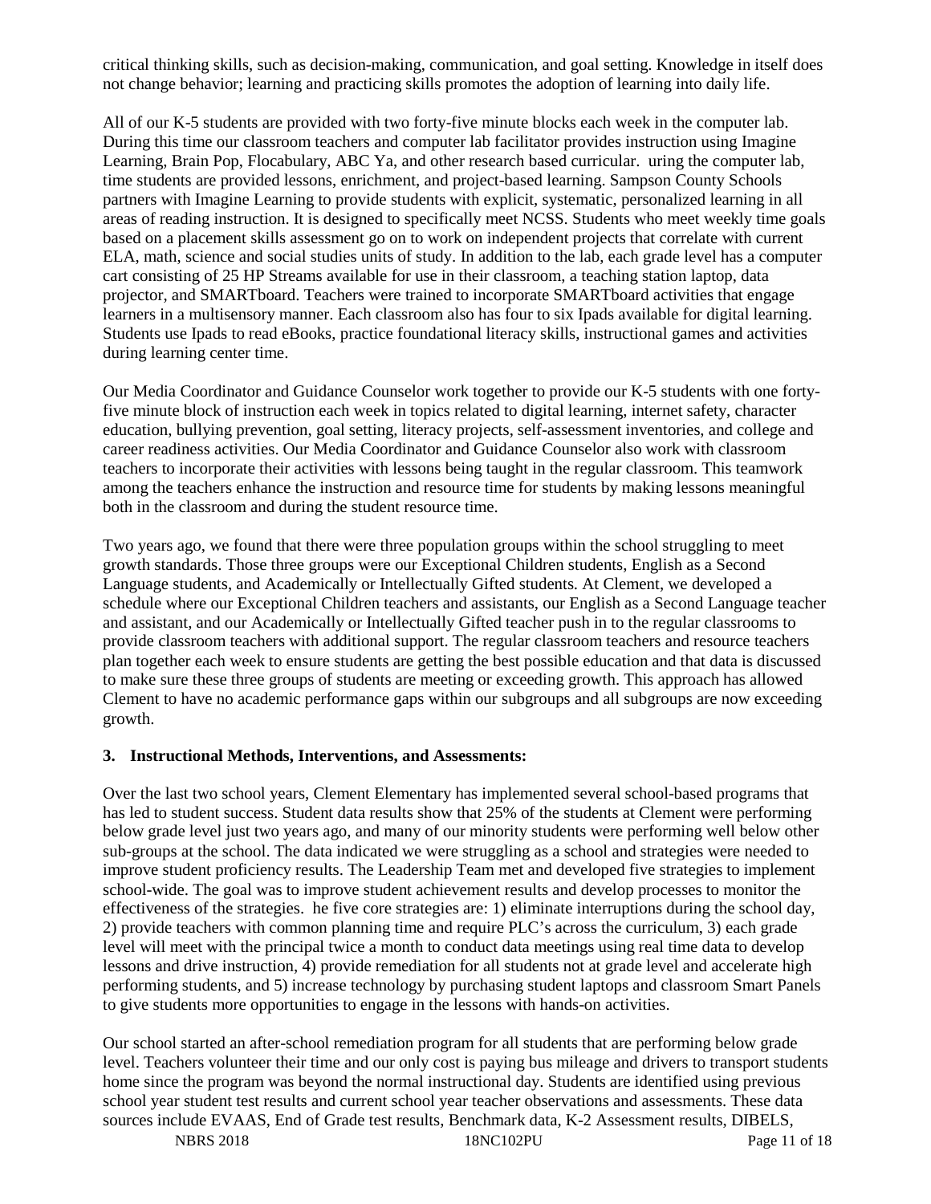critical thinking skills, such as decision-making, communication, and goal setting. Knowledge in itself does not change behavior; learning and practicing skills promotes the adoption of learning into daily life.

All of our K-5 students are provided with two forty-five minute blocks each week in the computer lab. During this time our classroom teachers and computer lab facilitator provides instruction using Imagine Learning, Brain Pop, Flocabulary, ABC Ya, and other research based curricular. uring the computer lab, time students are provided lessons, enrichment, and project-based learning. Sampson County Schools partners with Imagine Learning to provide students with explicit, systematic, personalized learning in all areas of reading instruction. It is designed to specifically meet NCSS. Students who meet weekly time goals based on a placement skills assessment go on to work on independent projects that correlate with current ELA, math, science and social studies units of study. In addition to the lab, each grade level has a computer cart consisting of 25 HP Streams available for use in their classroom, a teaching station laptop, data projector, and SMARTboard. Teachers were trained to incorporate SMARTboard activities that engage learners in a multisensory manner. Each classroom also has four to six Ipads available for digital learning. Students use Ipads to read eBooks, practice foundational literacy skills, instructional games and activities during learning center time.

Our Media Coordinator and Guidance Counselor work together to provide our K-5 students with one forty-five minute block of instruction each week in topics related to digital learning, internet safety, character education, bullying prevention, goal setting, literacy projects, self-assessment inventories, and college and career readiness activities. Our Media Coordinator and Guidance Counselor also work with classroom teachers to incorporate their activities with lessons being taught in the regular classroom. This teamwork among the teachers enhance the instruction and resource time for students by making lessons meaningful both in the classroom and during the student resource time.

Two years ago, we found that there were three population groups within the school struggling to meet growth standards. Those three groups were our Exceptional Children students, English as a Second Language students, and Academically or Intellectually Gifted students. At Clement, we developed a schedule where our Exceptional Children teachers and assistants, our English as a Second Language teacher and assistant, and our Academically or Intellectually Gifted teacher push in to the regular classrooms to provide classroom teachers with additional support. The regular classroom teachers and resource teachers plan together each week to ensure students are getting the best possible education and that data is discussed to make sure these three groups of students are meeting or exceeding growth. This approach has allowed Clement to have no academic performance gaps within our subgroups and all subgroups are now exceeding growth.

**3. Instructional Methods, Interventions, and Assessments:**

Over the last two school years, Clement Elementary has implemented several school-based programs that has led to student success. Student data results show that 25% of the students at Clement were performing below grade level just two years ago, and many of our minority students were performing well below other sub-groups at the school. The data indicated we were struggling as a school and strategies were needed to improve student proficiency results. The Leadership Team met and developed five strategies to implement school-wide. The goal was to improve student achievement results and develop processes to monitor the effectiveness of the strategies. he five core strategies are: 1) eliminate interruptions during the school day, 2) provide teachers with common planning time and require PLC's across the curriculum, 3) each grade level will meet with the principal twice a month to conduct data meetings using real time data to develop lessons and drive instruction, 4) provide remediation for all students not at grade level and accelerate high performing students, and 5) increase technology by purchasing student laptops and classroom Smart Panels to give students more opportunities to engage in the lessons with hands-on activities.

Our school started an after-school remediation program for all students that are performing below grade level. Teachers volunteer their time and our only cost is paying bus mileage and drivers to transport students home since the program was beyond the normal instructional day. Students are identified using previous school year student test results and current school year teacher observations and assessments. These data sources include EVAAS, End of Grade test results, Benchmark data, K-2 Assessment results, DIBELS,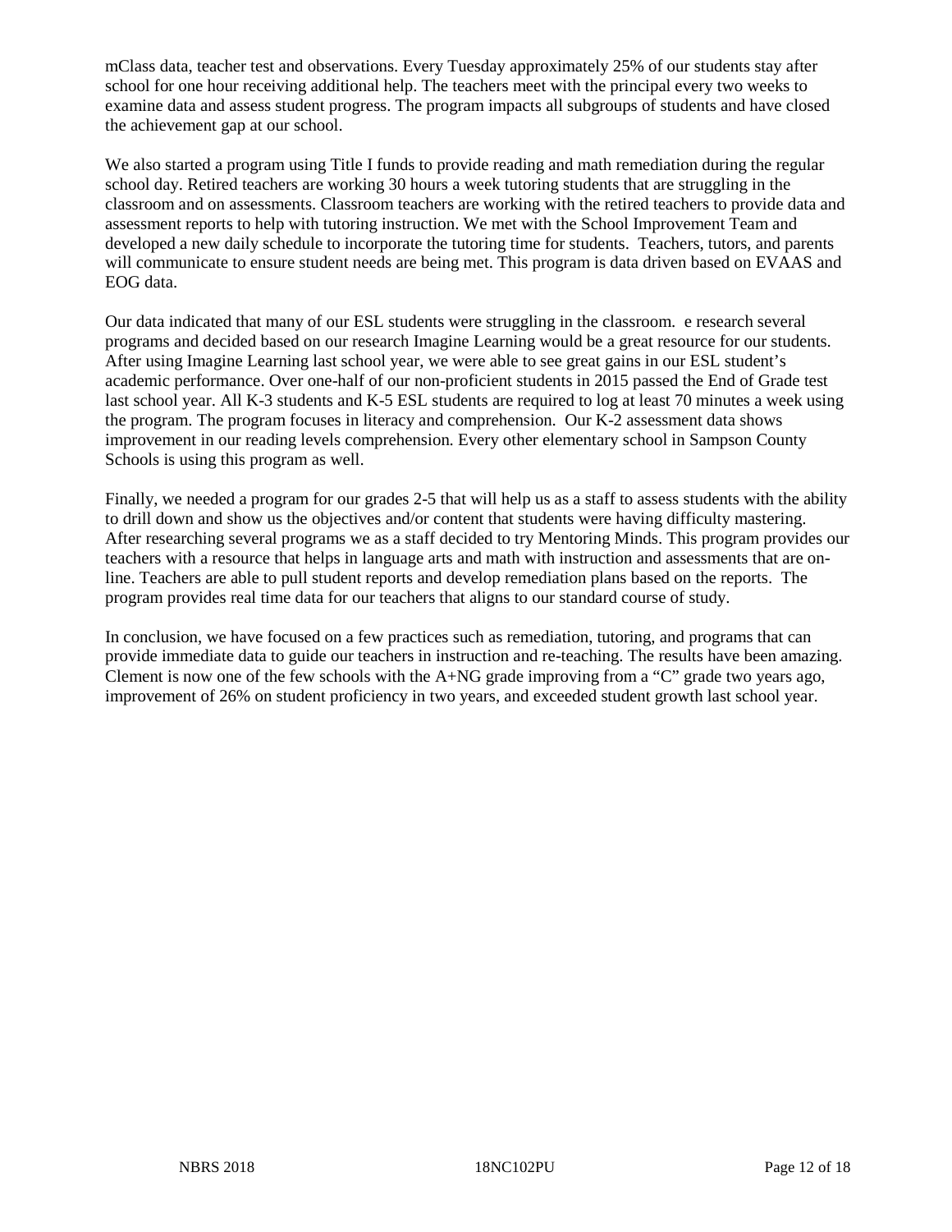mClass data, teacher test and observations. Every Tuesday approximately 25% of our students stay after school for one hour receiving additional help. The teachers meet with the principal every two weeks to examine data and assess student progress. The program impacts all subgroups of students and have closed the achievement gap at our school.

We also started a program using Title I funds to provide reading and math remediation during the regular school day. Retired teachers are working 30 hours a week tutoring students that are struggling in the classroom and on assessments. Classroom teachers are working with the retired teachers to provide data and assessment reports to help with tutoring instruction. We met with the School Improvement Team and developed a new daily schedule to incorporate the tutoring time for students. Teachers, tutors, and parents will communicate to ensure student needs are being met. This program is data driven based on EVAAS and EOG data.

Our data indicated that many of our ESL students were struggling in the classroom. e research several programs and decided based on our research Imagine Learning would be a great resource for our students. After using Imagine Learning last school year, we were able to see great gains in our ESL student's academic performance. Over one-half of our non-proficient students in 2015 passed the End of Grade test last school year. All K-3 students and K-5 ESL students are required to log at least 70 minutes a week using the program. The program focuses in literacy and comprehension. Our K-2 assessment data shows improvement in our reading levels comprehension. Every other elementary school in Sampson County Schools is using this program as well.

Finally, we needed a program for our grades 2-5 that will help us as a staff to assess students with the ability to drill down and show us the objectives and/or content that students were having difficulty mastering. After researching several programs we as a staff decided to try Mentoring Minds. This program provides our teachers with a resource that helps in language arts and math with instruction and assessments that are on-line. Teachers are able to pull student reports and develop remediation plans based on the reports. The program provides real time data for our teachers that aligns to our standard course of study.

In conclusion, we have focused on a few practices such as remediation, tutoring, and programs that can provide immediate data to guide our teachers in instruction and re-teaching. The results have been amazing. Clement is now one of the few schools with the A+NG grade improving from a "C" grade two years ago, improvement of 26% on student proficiency in two years, and exceeded student growth last school year.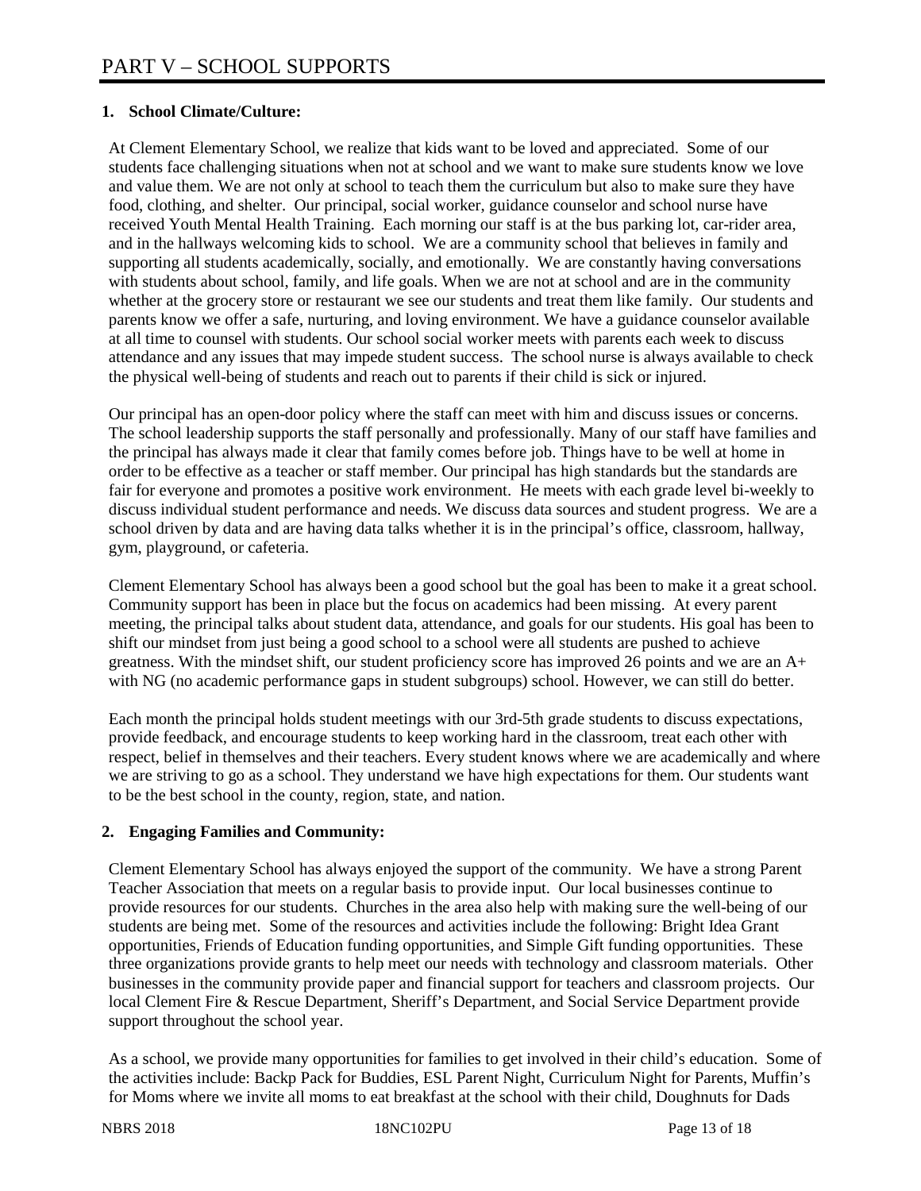# PART V – SCHOOL SUPPORTS

**1. School Climate/Culture:**

At Clement Elementary School, we realize that kids want to be loved and appreciated. Some of our students face challenging situations when not at school and we want to make sure students know we love and value them. We are not only at school to teach them the curriculum but also to make sure they have food, clothing, and shelter. Our principal, social worker, guidance counselor and school nurse have received Youth Mental Health Training. Each morning our staff is at the bus parking lot, car-rider area, and in the hallways welcoming kids to school. We are a community school that believes in family and supporting all students academically, socially, and emotionally. We are constantly having conversations with students about school, family, and life goals. When we are not at school and are in the community whether at the grocery store or restaurant we see our students and treat them like family. Our students and parents know we offer a safe, nurturing, and loving environment. We have a guidance counselor available at all time to counsel with students. Our school social worker meets with parents each week to discuss attendance and any issues that may impede student success. The school nurse is always available to check the physical well-being of students and reach out to parents if their child is sick or injured.

Our principal has an open-door policy where the staff can meet with him and discuss issues or concerns. The school leadership supports the staff personally and professionally. Many of our staff have families and the principal has always made it clear that family comes before job. Things have to be well at home in order to be effective as a teacher or staff member. Our principal has high standards but the standards are fair for everyone and promotes a positive work environment. He meets with each grade level bi-weekly to discuss individual student performance and needs. We discuss data sources and student progress. We are a school driven by data and are having data talks whether it is in the principal's office, classroom, hallway, gym, playground, or cafeteria.

Clement Elementary School has always been a good school but the goal has been to make it a great school. Community support has been in place but the focus on academics had been missing. At every parent meeting, the principal talks about student data, attendance, and goals for our students. His goal has been to shift our mindset from just being a good school to a school were all students are pushed to achieve greatness. With the mindset shift, our student proficiency score has improved 26 points and we are an A+ with NG (no academic performance gaps in student subgroups) school. However, we can still do better.

Each month the principal holds student meetings with our 3rd-5th grade students to discuss expectations, provide feedback, and encourage students to keep working hard in the classroom, treat each other with respect, belief in themselves and their teachers. Every student knows where we are academically and where we are striving to go as a school. They understand we have high expectations for them. Our students want to be the best school in the county, region, state, and nation.

**2. Engaging Families and Community:**

Clement Elementary School has always enjoyed the support of the community. We have a strong Parent Teacher Association that meets on a regular basis to provide input. Our local businesses continue to provide resources for our students. Churches in the area also help with making sure the well-being of our students are being met. Some of the resources and activities include the following: Bright Idea Grant opportunities, Friends of Education funding opportunities, and Simple Gift funding opportunities. These three organizations provide grants to help meet our needs with technology and classroom materials. Other businesses in the community provide paper and financial support for teachers and classroom projects. Our local Clement Fire & Rescue Department, Sheriff's Department, and Social Service Department provide support throughout the school year.

As a school, we provide many opportunities for families to get involved in their child's education. Some of the activities include: Backp Pack for Buddies, ESL Parent Night, Curriculum Night for Parents, Muffin's for Moms where we invite all moms to eat breakfast at the school with their child, Doughnuts for Dads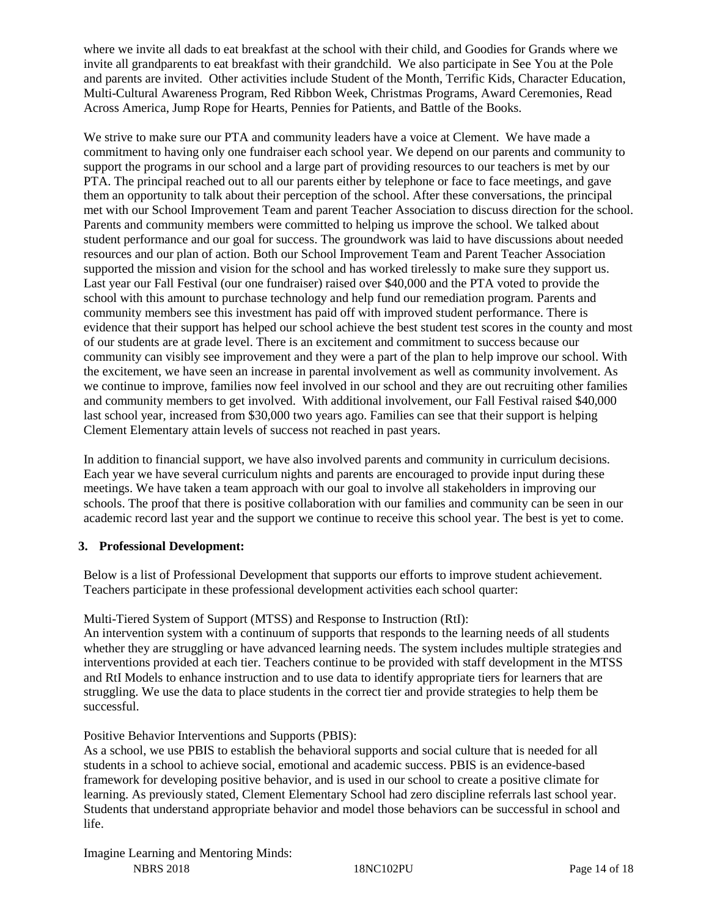where we invite all dads to eat breakfast at the school with their child, and Goodies for Grands where we invite all grandparents to eat breakfast with their grandchild. We also participate in See You at the Pole and parents are invited. Other activities include Student of the Month, Terrific Kids, Character Education, Multi-Cultural Awareness Program, Red Ribbon Week, Christmas Programs, Award Ceremonies, Read Across America, Jump Rope for Hearts, Pennies for Patients, and Battle of the Books.

We strive to make sure our PTA and community leaders have a voice at Clement. We have made a commitment to having only one fundraiser each school year. We depend on our parents and community to support the programs in our school and a large part of providing resources to our teachers is met by our PTA. The principal reached out to all our parents either by telephone or face to face meetings, and gave them an opportunity to talk about their perception of the school. After these conversations, the principal met with our School Improvement Team and parent Teacher Association to discuss direction for the school. Parents and community members were committed to helping us improve the school. We talked about student performance and our goal for success. The groundwork was laid to have discussions about needed resources and our plan of action. Both our School Improvement Team and Parent Teacher Association supported the mission and vision for the school and has worked tirelessly to make sure they support us. Last year our Fall Festival (our one fundraiser) raised over $40,000 and the PTA voted to provide the school with this amount to purchase technology and help fund our remediation program. Parents and community members see this investment has paid off with improved student performance. There is evidence that their support has helped our school achieve the best student test scores in the county and most of our students are at grade level. There is an excitement and commitment to success because our community can visibly see improvement and they were a part of the plan to help improve our school. With the excitement, we have seen an increase in parental involvement as well as community involvement. As we continue to improve, families now feel involved in our school and they are out recruiting other families and community members to get involved. With additional involvement, our Fall Festival raised $40,000 last school year, increased from $30,000 two years ago. Families can see that their support is helping Clement Elementary attain levels of success not reached in past years.

In addition to financial support, we have also involved parents and community in curriculum decisions. Each year we have several curriculum nights and parents are encouraged to provide input during these meetings. We have taken a team approach with our goal to involve all stakeholders in improving our schools. The proof that there is positive collaboration with our families and community can be seen in our academic record last year and the support we continue to receive this school year. The best is yet to come.

**3. Professional Development:**

Below is a list of Professional Development that supports our efforts to improve student achievement. Teachers participate in these professional development activities each school quarter:

Multi-Tiered System of Support (MTSS) and Response to Instruction (RtI):
An intervention system with a continuum of supports that responds to the learning needs of all students whether they are struggling or have advanced learning needs. The system includes multiple strategies and interventions provided at each tier. Teachers continue to be provided with staff development in the MTSS and RtI Models to enhance instruction and to use data to identify appropriate tiers for learners that are struggling. We use the data to place students in the correct tier and provide strategies to help them be successful.

Positive Behavior Interventions and Supports (PBIS):
As a school, we use PBIS to establish the behavioral supports and social culture that is needed for all students in a school to achieve social, emotional and academic success. PBIS is an evidence-based framework for developing positive behavior, and is used in our school to create a positive climate for learning. As previously stated, Clement Elementary School had zero discipline referrals last school year. Students that understand appropriate behavior and model those behaviors can be successful in school and life.

Imagine Learning and Mentoring Minds: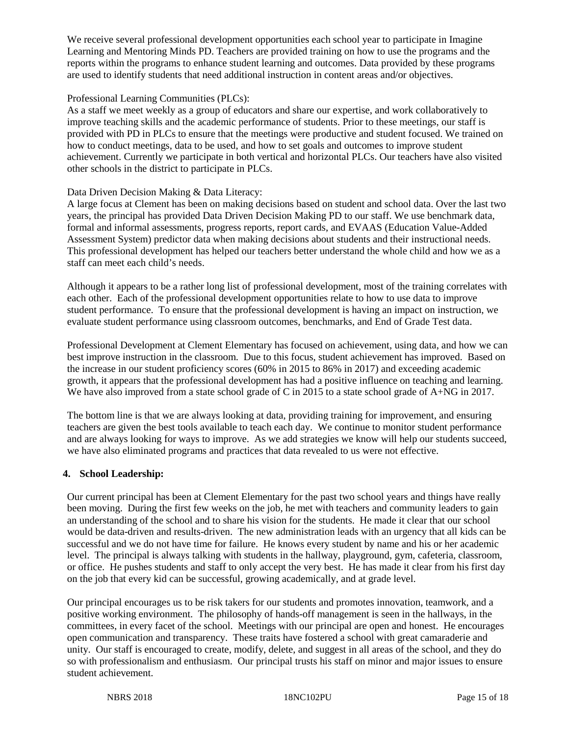We receive several professional development opportunities each school year to participate in Imagine Learning and Mentoring Minds PD. Teachers are provided training on how to use the programs and the reports within the programs to enhance student learning and outcomes. Data provided by these programs are used to identify students that need additional instruction in content areas and/or objectives.

Professional Learning Communities (PLCs):
As a staff we meet weekly as a group of educators and share our expertise, and work collaboratively to improve teaching skills and the academic performance of students. Prior to these meetings, our staff is provided with PD in PLCs to ensure that the meetings were productive and student focused. We trained on how to conduct meetings, data to be used, and how to set goals and outcomes to improve student achievement. Currently we participate in both vertical and horizontal PLCs. Our teachers have also visited other schools in the district to participate in PLCs.

Data Driven Decision Making & Data Literacy:
A large focus at Clement has been on making decisions based on student and school data. Over the last two years, the principal has provided Data Driven Decision Making PD to our staff. We use benchmark data, formal and informal assessments, progress reports, report cards, and EVAAS (Education Value-Added Assessment System) predictor data when making decisions about students and their instructional needs. This professional development has helped our teachers better understand the whole child and how we as a staff can meet each child's needs.

Although it appears to be a rather long list of professional development, most of the training correlates with each other. Each of the professional development opportunities relate to how to use data to improve student performance. To ensure that the professional development is having an impact on instruction, we evaluate student performance using classroom outcomes, benchmarks, and End of Grade Test data.

Professional Development at Clement Elementary has focused on achievement, using data, and how we can best improve instruction in the classroom. Due to this focus, student achievement has improved. Based on the increase in our student proficiency scores (60% in 2015 to 86% in 2017) and exceeding academic growth, it appears that the professional development has had a positive influence on teaching and learning. We have also improved from a state school grade of C in 2015 to a state school grade of A+NG in 2017.

The bottom line is that we are always looking at data, providing training for improvement, and ensuring teachers are given the best tools available to teach each day. We continue to monitor student performance and are always looking for ways to improve. As we add strategies we know will help our students succeed, we have also eliminated programs and practices that data revealed to us were not effective.

## 4. School Leadership:

Our current principal has been at Clement Elementary for the past two school years and things have really been moving. During the first few weeks on the job, he met with teachers and community leaders to gain an understanding of the school and to share his vision for the students. He made it clear that our school would be data-driven and results-driven. The new administration leads with an urgency that all kids can be successful and we do not have time for failure. He knows every student by name and his or her academic level. The principal is always talking with students in the hallway, playground, gym, cafeteria, classroom, or office. He pushes students and staff to only accept the very best. He has made it clear from his first day on the job that every kid can be successful, growing academically, and at grade level.

Our principal encourages us to be risk takers for our students and promotes innovation, teamwork, and a positive working environment. The philosophy of hands-off management is seen in the hallways, in the committees, in every facet of the school. Meetings with our principal are open and honest. He encourages open communication and transparency. These traits have fostered a school with great camaraderie and unity. Our staff is encouraged to create, modify, delete, and suggest in all areas of the school, and they do so with professionalism and enthusiasm. Our principal trusts his staff on minor and major issues to ensure student achievement.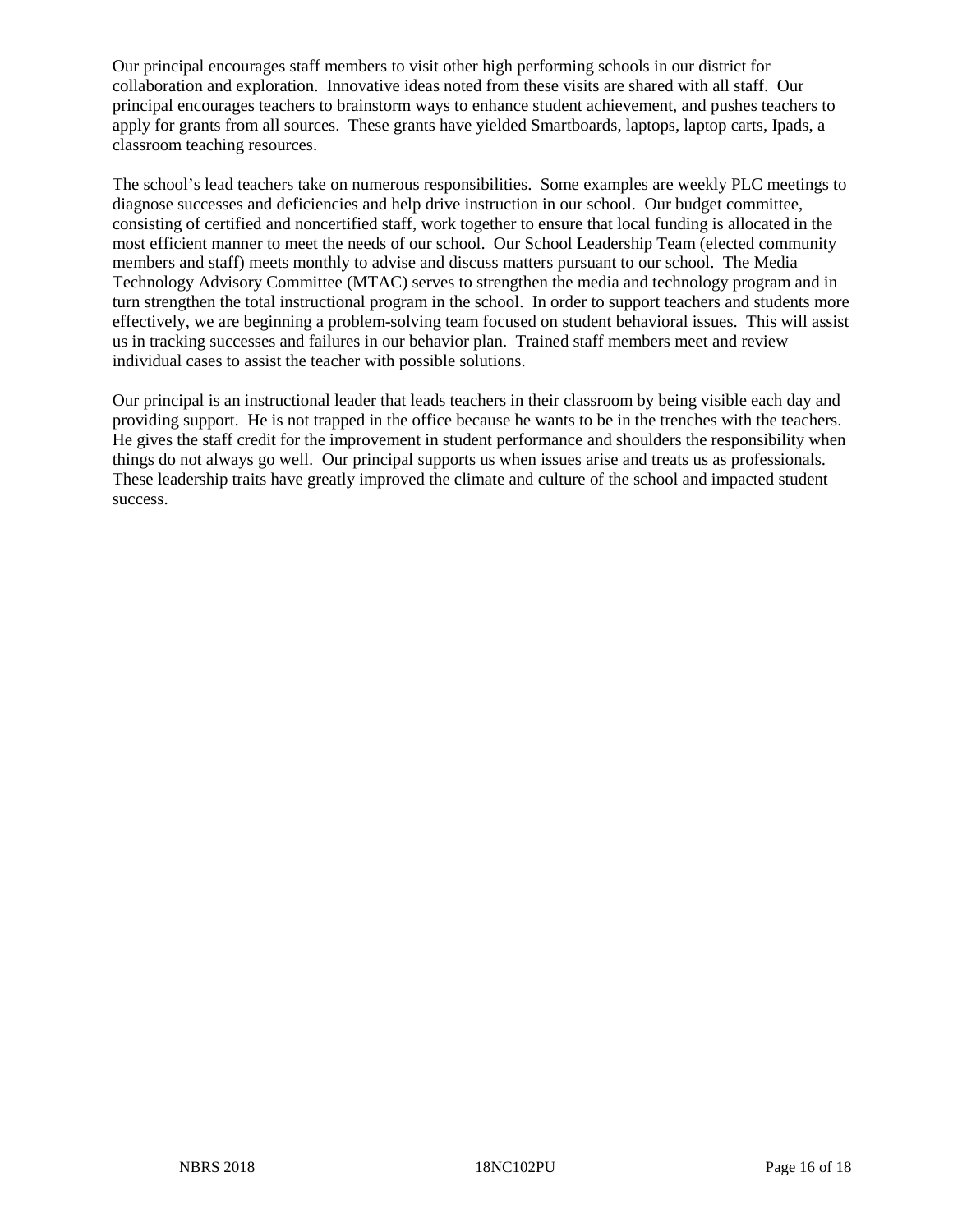Our principal encourages staff members to visit other high performing schools in our district for collaboration and exploration. Innovative ideas noted from these visits are shared with all staff. Our principal encourages teachers to brainstorm ways to enhance student achievement, and pushes teachers to apply for grants from all sources. These grants have yielded Smartboards, laptops, laptop carts, Ipads, a classroom teaching resources.

The school's lead teachers take on numerous responsibilities. Some examples are weekly PLC meetings to diagnose successes and deficiencies and help drive instruction in our school. Our budget committee, consisting of certified and noncertified staff, work together to ensure that local funding is allocated in the most efficient manner to meet the needs of our school. Our School Leadership Team (elected community members and staff) meets monthly to advise and discuss matters pursuant to our school. The Media Technology Advisory Committee (MTAC) serves to strengthen the media and technology program and in turn strengthen the total instructional program in the school. In order to support teachers and students more effectively, we are beginning a problem-solving team focused on student behavioral issues. This will assist us in tracking successes and failures in our behavior plan. Trained staff members meet and review individual cases to assist the teacher with possible solutions.

Our principal is an instructional leader that leads teachers in their classroom by being visible each day and providing support. He is not trapped in the office because he wants to be in the trenches with the teachers. He gives the staff credit for the improvement in student performance and shoulders the responsibility when things do not always go well. Our principal supports us when issues arise and treats us as professionals. These leadership traits have greatly improved the climate and culture of the school and impacted student success.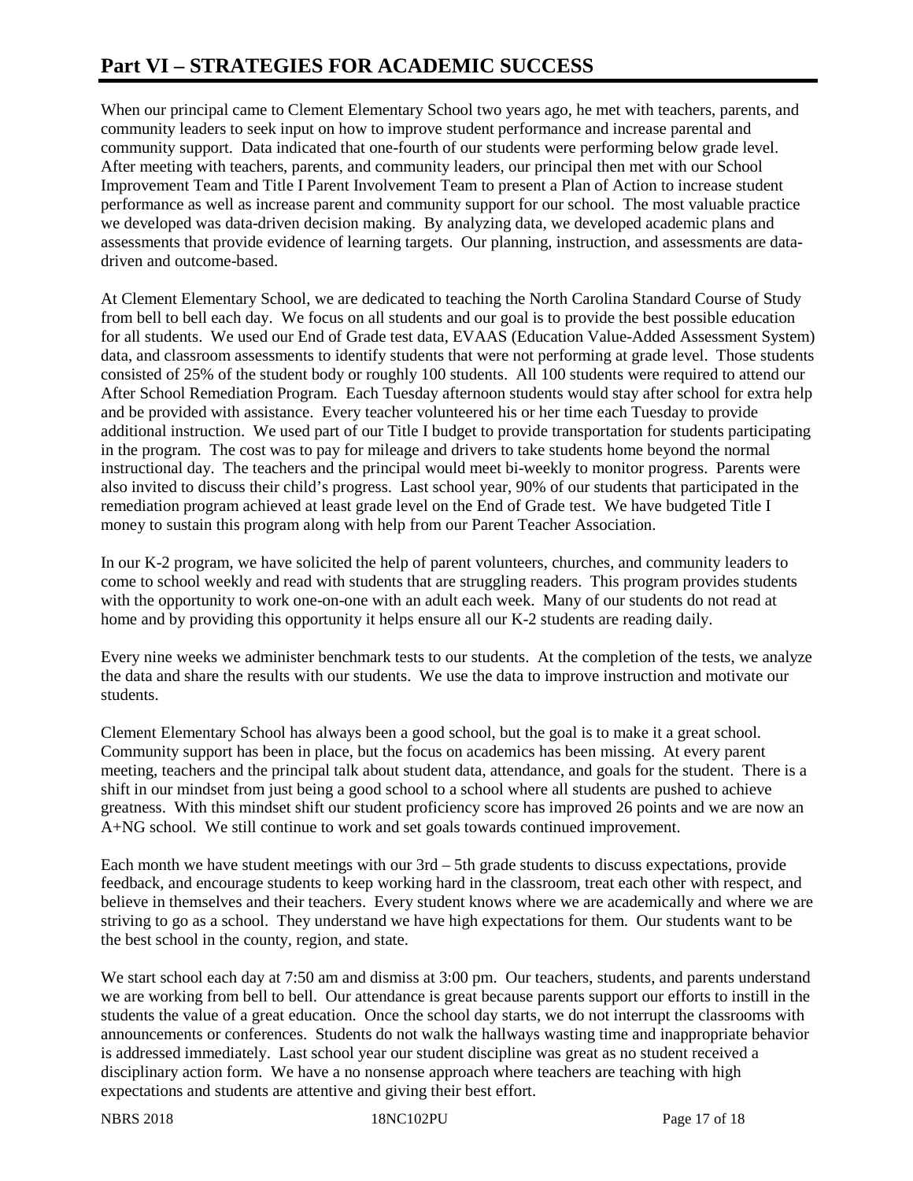# Part VI – STRATEGIES FOR ACADEMIC SUCCESS

When our principal came to Clement Elementary School two years ago, he met with teachers, parents, and community leaders to seek input on how to improve student performance and increase parental and community support. Data indicated that one-fourth of our students were performing below grade level. After meeting with teachers, parents, and community leaders, our principal then met with our School Improvement Team and Title I Parent Involvement Team to present a Plan of Action to increase student performance as well as increase parent and community support for our school. The most valuable practice we developed was data-driven decision making. By analyzing data, we developed academic plans and assessments that provide evidence of learning targets. Our planning, instruction, and assessments are data-driven and outcome-based.

At Clement Elementary School, we are dedicated to teaching the North Carolina Standard Course of Study from bell to bell each day. We focus on all students and our goal is to provide the best possible education for all students. We used our End of Grade test data, EVAAS (Education Value-Added Assessment System) data, and classroom assessments to identify students that were not performing at grade level. Those students consisted of 25% of the student body or roughly 100 students. All 100 students were required to attend our After School Remediation Program. Each Tuesday afternoon students would stay after school for extra help and be provided with assistance. Every teacher volunteered his or her time each Tuesday to provide additional instruction. We used part of our Title I budget to provide transportation for students participating in the program. The cost was to pay for mileage and drivers to take students home beyond the normal instructional day. The teachers and the principal would meet bi-weekly to monitor progress. Parents were also invited to discuss their child's progress. Last school year, 90% of our students that participated in the remediation program achieved at least grade level on the End of Grade test. We have budgeted Title I money to sustain this program along with help from our Parent Teacher Association.

In our K-2 program, we have solicited the help of parent volunteers, churches, and community leaders to come to school weekly and read with students that are struggling readers. This program provides students with the opportunity to work one-on-one with an adult each week. Many of our students do not read at home and by providing this opportunity it helps ensure all our K-2 students are reading daily.

Every nine weeks we administer benchmark tests to our students. At the completion of the tests, we analyze the data and share the results with our students. We use the data to improve instruction and motivate our students.

Clement Elementary School has always been a good school, but the goal is to make it a great school. Community support has been in place, but the focus on academics has been missing. At every parent meeting, teachers and the principal talk about student data, attendance, and goals for the student. There is a shift in our mindset from just being a good school to a school where all students are pushed to achieve greatness. With this mindset shift our student proficiency score has improved 26 points and we are now an A+NG school. We still continue to work and set goals towards continued improvement.

Each month we have student meetings with our 3rd – 5th grade students to discuss expectations, provide feedback, and encourage students to keep working hard in the classroom, treat each other with respect, and believe in themselves and their teachers. Every student knows where we are academically and where we are striving to go as a school. They understand we have high expectations for them. Our students want to be the best school in the county, region, and state.

We start school each day at 7:50 am and dismiss at 3:00 pm. Our teachers, students, and parents understand we are working from bell to bell. Our attendance is great because parents support our efforts to instill in the students the value of a great education. Once the school day starts, we do not interrupt the classrooms with announcements or conferences. Students do not walk the hallways wasting time and inappropriate behavior is addressed immediately. Last school year our student discipline was great as no student received a disciplinary action form. We have a no nonsense approach where teachers are teaching with high expectations and students are attentive and giving their best effort.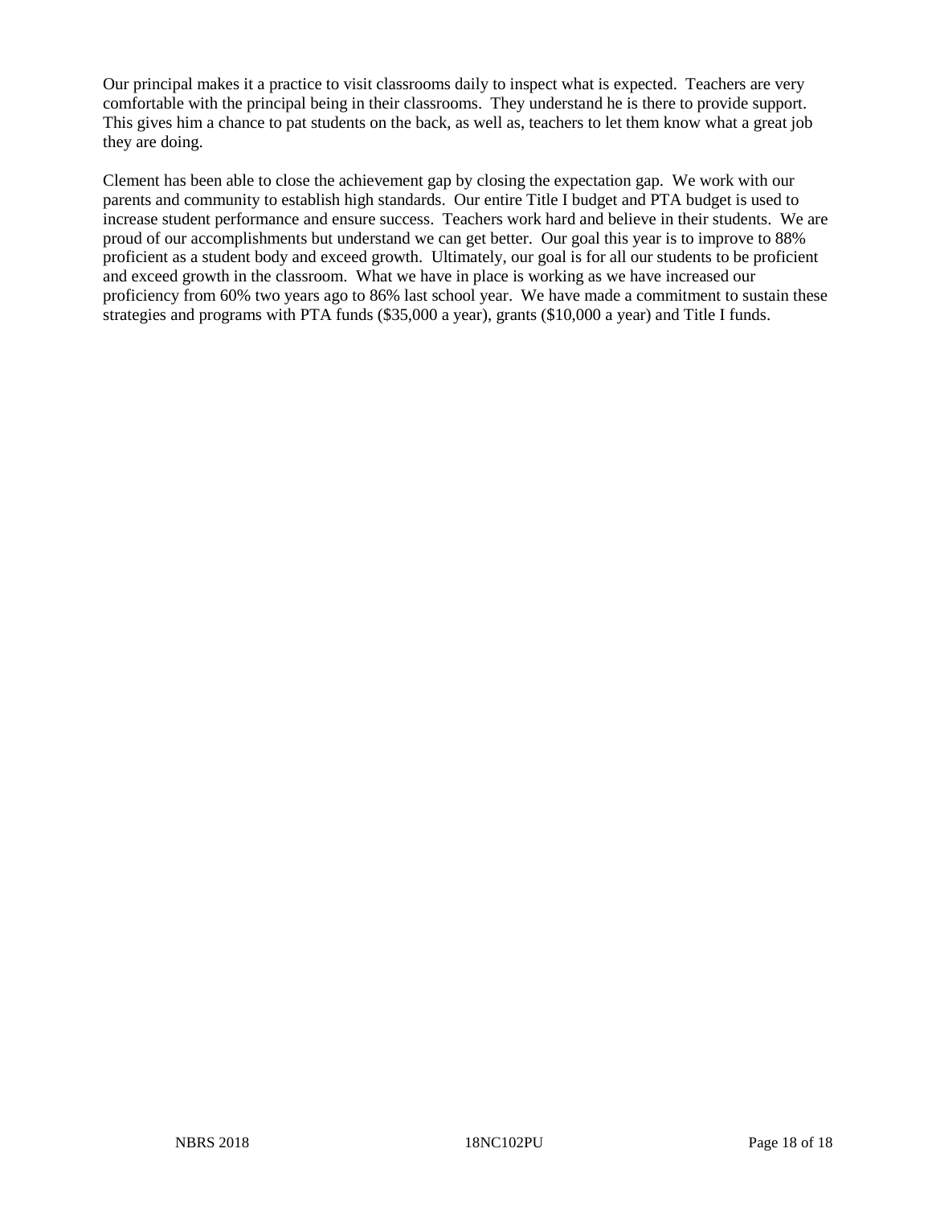Our principal makes it a practice to visit classrooms daily to inspect what is expected. Teachers are very comfortable with the principal being in their classrooms. They understand he is there to provide support. This gives him a chance to pat students on the back, as well as, teachers to let them know what a great job they are doing.

Clement has been able to close the achievement gap by closing the expectation gap. We work with our parents and community to establish high standards. Our entire Title I budget and PTA budget is used to increase student performance and ensure success. Teachers work hard and believe in their students. We are proud of our accomplishments but understand we can get better. Our goal this year is to improve to 88% proficient as a student body and exceed growth. Ultimately, our goal is for all our students to be proficient and exceed growth in the classroom. What we have in place is working as we have increased our proficiency from 60% two years ago to 86% last school year. We have made a commitment to sustain these strategies and programs with PTA funds ($35,000 a year), grants ($10,000 a year) and Title I funds.